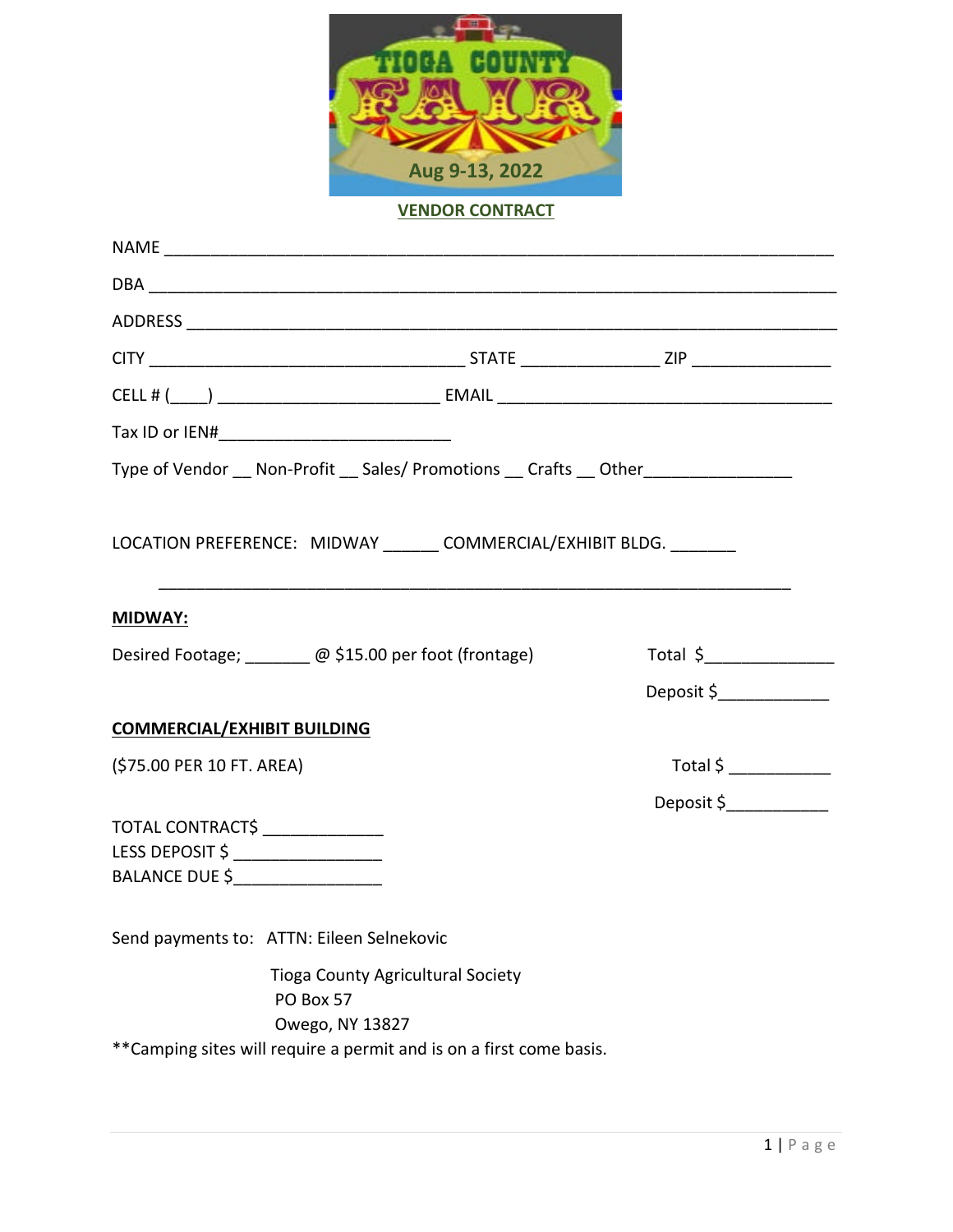TIOGA COUNTY FAIR

Aug 9-13, 2022

## VENDOR CONTRACT

NAME ______________________________________________________________________

DBA _______________________________________________________________________

ADDRESS ___________________________________________________________________

CITY ___________________________________ STATE _______________ ZIP _______________

CELL # (____) ________________________ EMAIL ____________________________________

Tax ID or IEN#_________________________

Type of Vendor __ Non-Profit __ Sales/ Promotions __ Crafts __ Other________________

LOCATION PREFERENCE: MIDWAY ______ COMMERCIAL/EXHIBIT BLDG. _______

______________________________________________________________________

**MIDWAY:**

Desired Footage; _______ @ $15.00 per foot (frontage) Total $______________

Deposit $____________

**COMMERCIAL/EXHIBIT BUILDING**

($75.00 PER 10 FT. AREA) Total $ ___________

Deposit $___________

TOTAL CONTRACT$ _____________
LESS DEPOSIT $ ________________
BALANCE DUE $________________

Send payments to: ATTN: Eileen Selnekovic

Tioga County Agricultural Society
PO Box 57
Owego, NY 13827

**Camping sites will require a permit and is on a first come basis.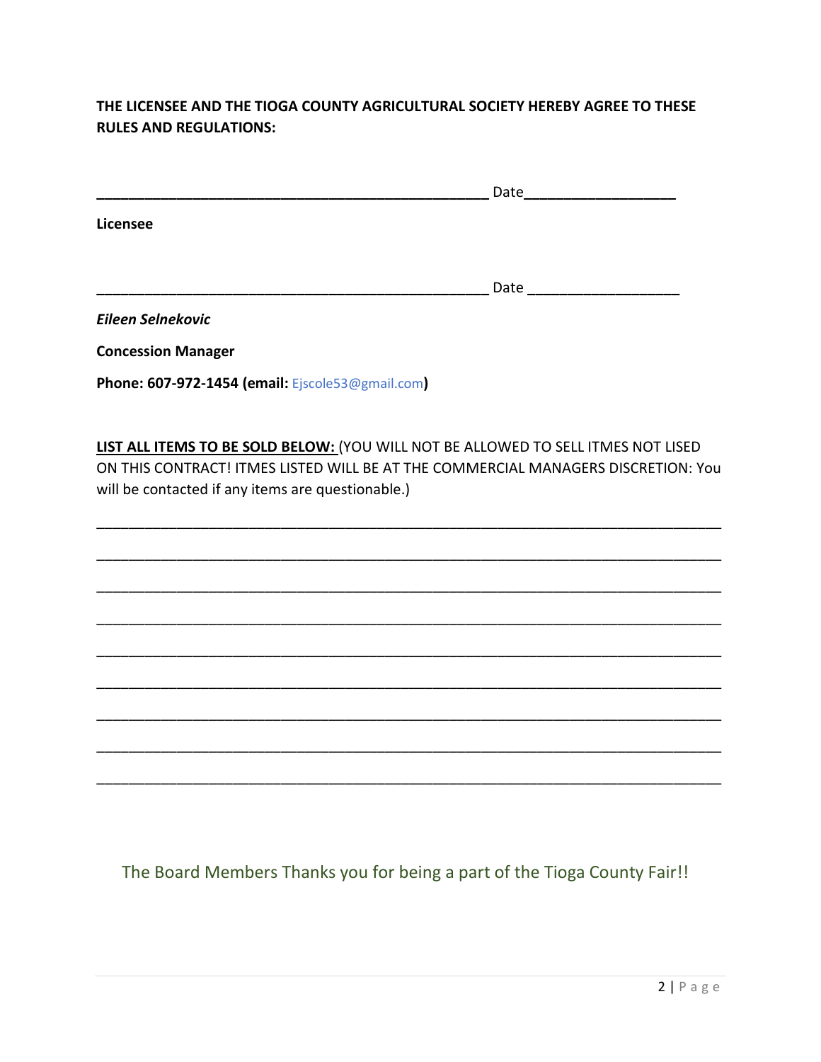**THE LICENSEE AND THE TIOGA COUNTY AGRICULTURAL SOCIETY HEREBY AGREE TO THESE RULES AND REGULATIONS:**

__________________________________________________ Date__________________

**Licensee**

__________________________________________________ Date __________________

***Eileen Selnekovic***

**Concession Manager**

**Phone: 607-972-1454 (email:** Ejscole53@gmail.com**)**

**LIST ALL ITEMS TO BE SOLD BELOW:** (YOU WILL NOT BE ALLOWED TO SELL ITMES NOT LISED ON THIS CONTRACT! ITMES LISTED WILL BE AT THE COMMERCIAL MANAGERS DISCRETION: You will be contacted if any items are questionable.)

________________________________________________________________________________

________________________________________________________________________________

________________________________________________________________________________

________________________________________________________________________________

________________________________________________________________________________

________________________________________________________________________________

________________________________________________________________________________

________________________________________________________________________________

________________________________________________________________________________

The Board Members Thanks you for being a part of the Tioga County Fair!!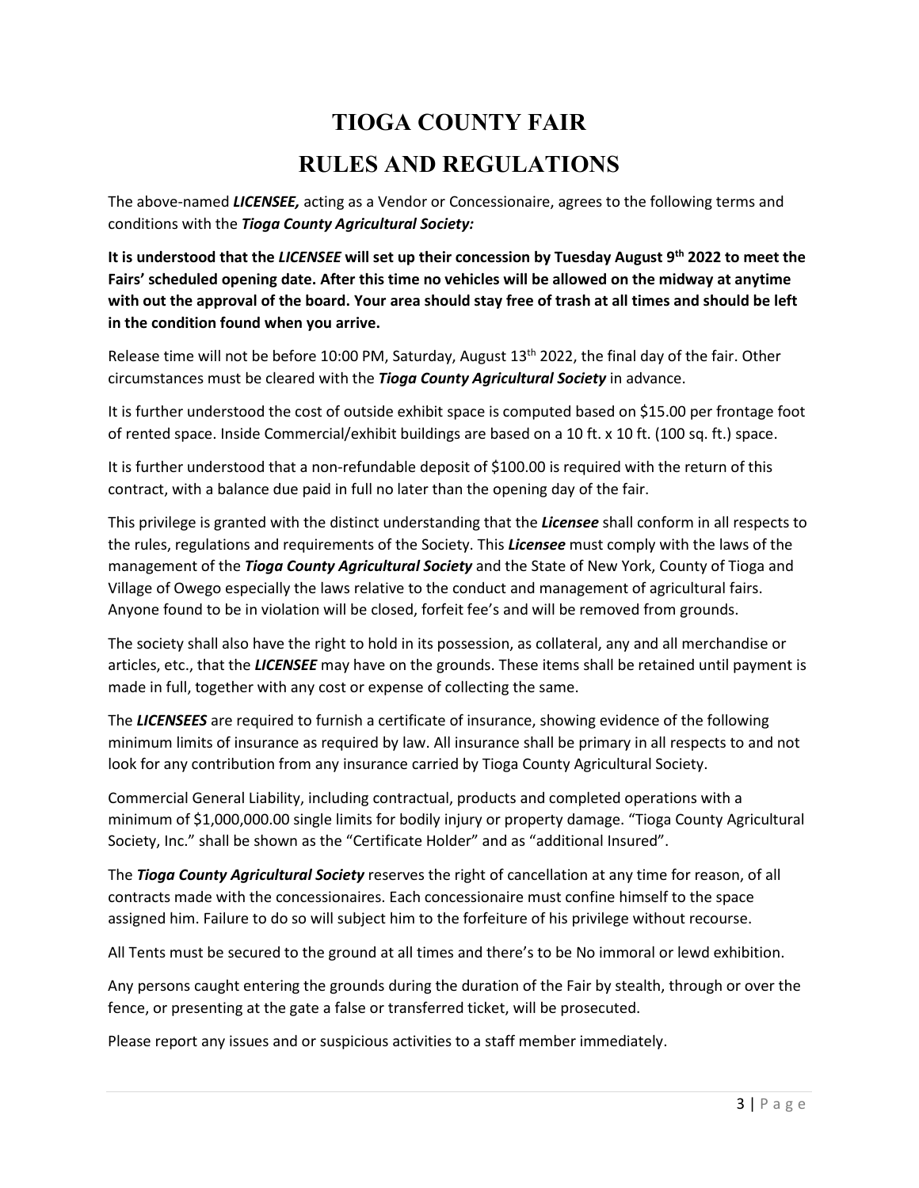# TIOGA COUNTY FAIR

## RULES AND REGULATIONS

The above-named ***LICENSEE,*** acting as a Vendor or Concessionaire, agrees to the following terms and conditions with the ***Tioga County Agricultural Society:***

**It is understood that the *LICENSEE* will set up their concession by Tuesday August 9th 2022 to meet the Fairs' scheduled opening date. After this time no vehicles will be allowed on the midway at anytime with out the approval of the board. Your area should stay free of trash at all times and should be left in the condition found when you arrive.**

Release time will not be before 10:00 PM, Saturday, August 13th 2022, the final day of the fair. Other circumstances must be cleared with the ***Tioga County Agricultural Society*** in advance.

It is further understood the cost of outside exhibit space is computed based on $15.00 per frontage foot of rented space. Inside Commercial/exhibit buildings are based on a 10 ft. x 10 ft. (100 sq. ft.) space.

It is further understood that a non-refundable deposit of $100.00 is required with the return of this contract, with a balance due paid in full no later than the opening day of the fair.

This privilege is granted with the distinct understanding that the ***Licensee*** shall conform in all respects to the rules, regulations and requirements of the Society. This ***Licensee*** must comply with the laws of the management of the ***Tioga County Agricultural Society*** and the State of New York, County of Tioga and Village of Owego especially the laws relative to the conduct and management of agricultural fairs. Anyone found to be in violation will be closed, forfeit fee's and will be removed from grounds.

The society shall also have the right to hold in its possession, as collateral, any and all merchandise or articles, etc., that the ***LICENSEE*** may have on the grounds. These items shall be retained until payment is made in full, together with any cost or expense of collecting the same.

The ***LICENSEES*** are required to furnish a certificate of insurance, showing evidence of the following minimum limits of insurance as required by law. All insurance shall be primary in all respects to and not look for any contribution from any insurance carried by Tioga County Agricultural Society.

Commercial General Liability, including contractual, products and completed operations with a minimum of $1,000,000.00 single limits for bodily injury or property damage. "Tioga County Agricultural Society, Inc." shall be shown as the "Certificate Holder" and as "additional Insured".

The ***Tioga County Agricultural Society*** reserves the right of cancellation at any time for reason, of all contracts made with the concessionaires. Each concessionaire must confine himself to the space assigned him. Failure to do so will subject him to the forfeiture of his privilege without recourse.

All Tents must be secured to the ground at all times and there's to be No immoral or lewd exhibition.

Any persons caught entering the grounds during the duration of the Fair by stealth, through or over the fence, or presenting at the gate a false or transferred ticket, will be prosecuted.

Please report any issues and or suspicious activities to a staff member immediately.